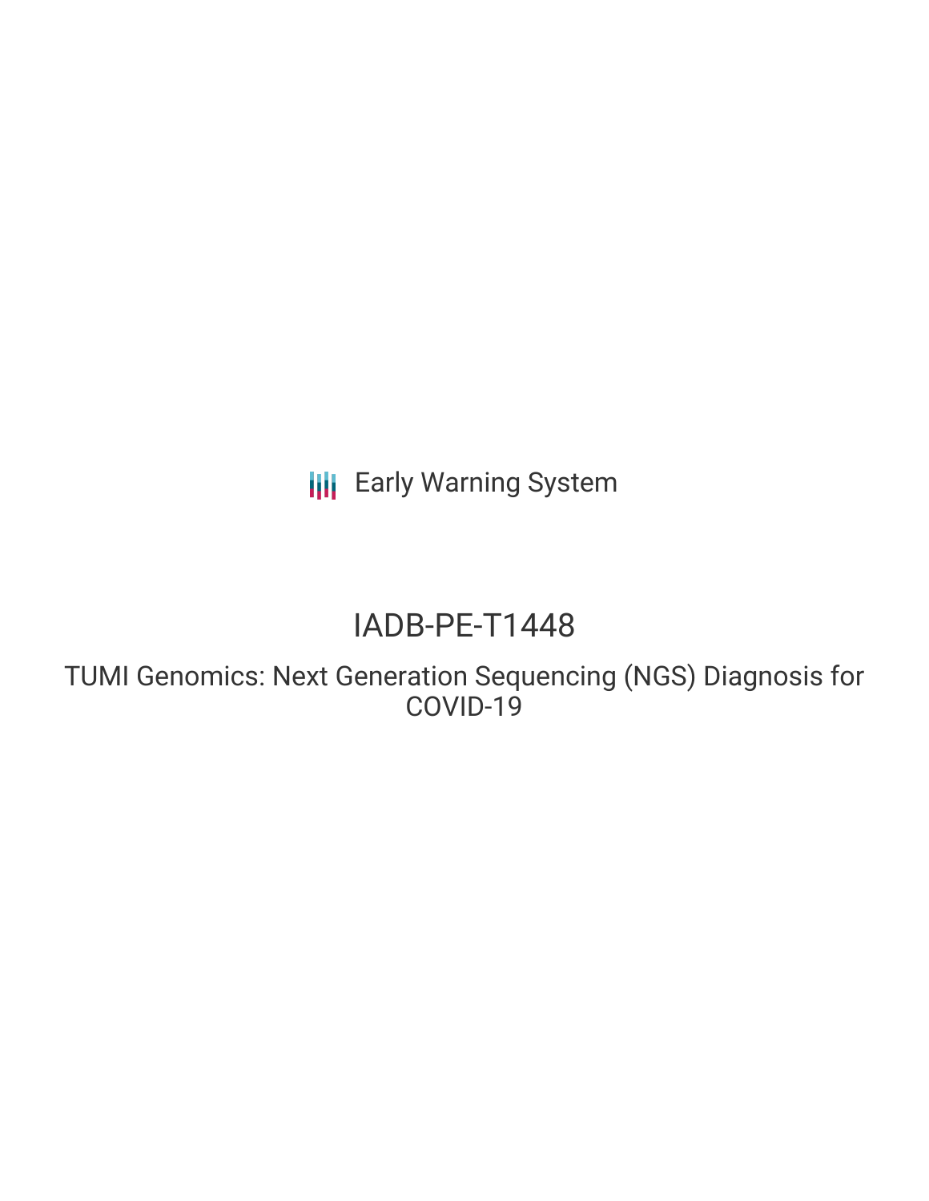Early Warning System

# IADB-PE-T1448

## TUMI Genomics: Next Generation Sequencing (NGS) Diagnosis for COVID-19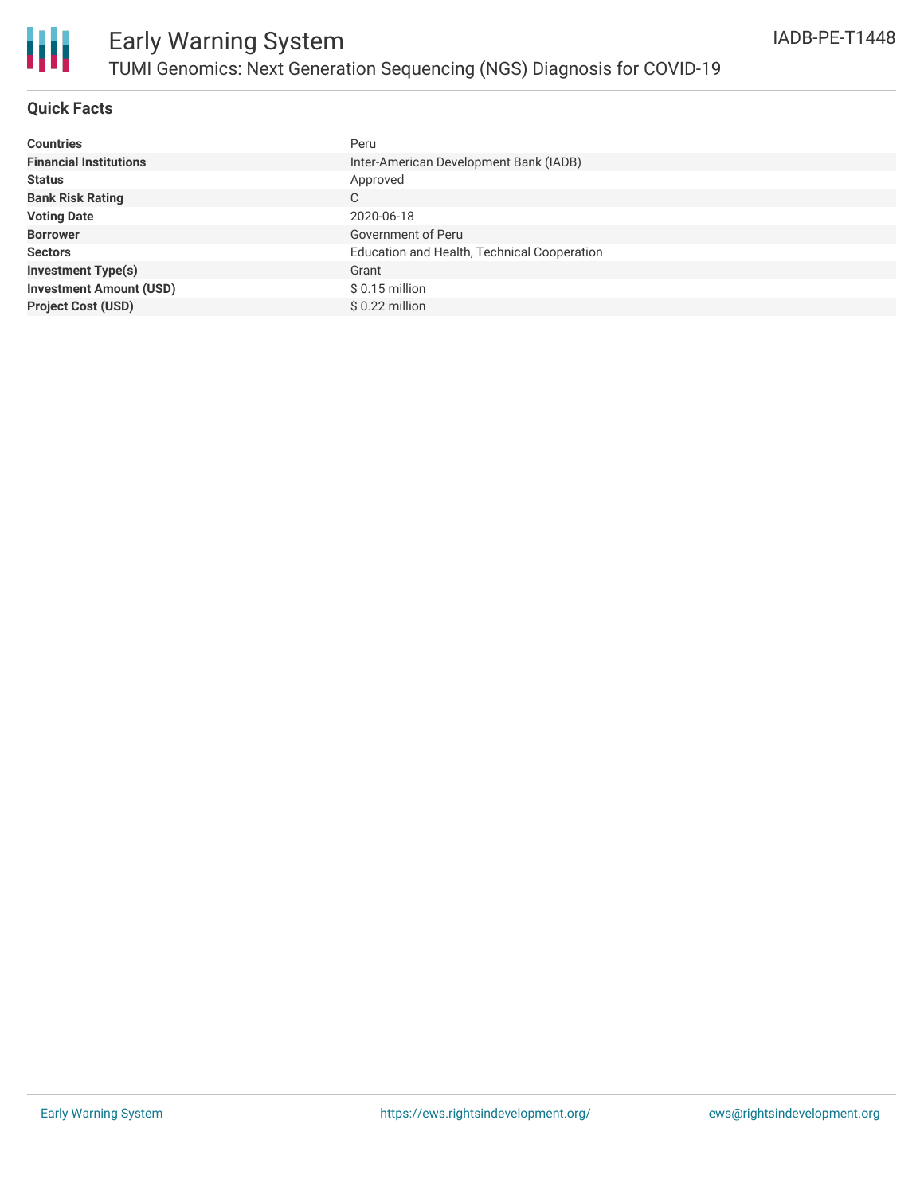# Early Warning System

## TUMI Genomics: Next Generation Sequencing (NGS) Diagnosis for COVID-19

IADB-PE-T1448

### Quick Facts

| | |
|---|---|
| **Countries** | Peru |
| **Financial Institutions** | Inter-American Development Bank (IADB) |
| **Status** | Approved |
| **Bank Risk Rating** | C |
| **Voting Date** | 2020-06-18 |
| **Borrower** | Government of Peru |
| **Sectors** | Education and Health, Technical Cooperation |
| **Investment Type(s)** | Grant |
| **Investment Amount (USD)** | $ 0.15 million |
| **Project Cost (USD)** | $ 0.22 million |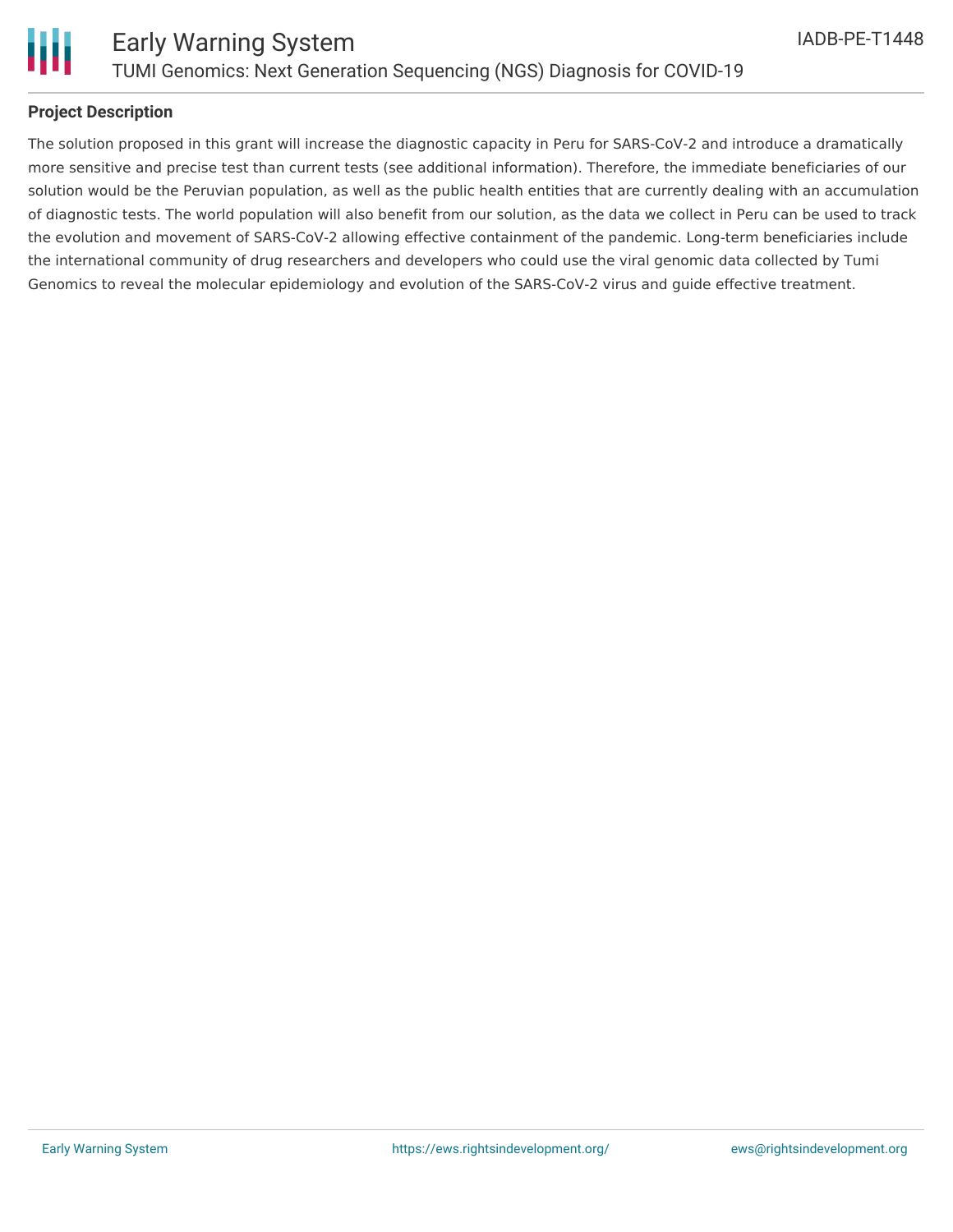## Project Description

The solution proposed in this grant will increase the diagnostic capacity in Peru for SARS-CoV-2 and introduce a dramatically more sensitive and precise test than current tests (see additional information). Therefore, the immediate beneficiaries of our solution would be the Peruvian population, as well as the public health entities that are currently dealing with an accumulation of diagnostic tests. The world population will also benefit from our solution, as the data we collect in Peru can be used to track the evolution and movement of SARS-CoV-2 allowing effective containment of the pandemic. Long-term beneficiaries include the international community of drug researchers and developers who could use the viral genomic data collected by Tumi Genomics to reveal the molecular epidemiology and evolution of the SARS-CoV-2 virus and guide effective treatment.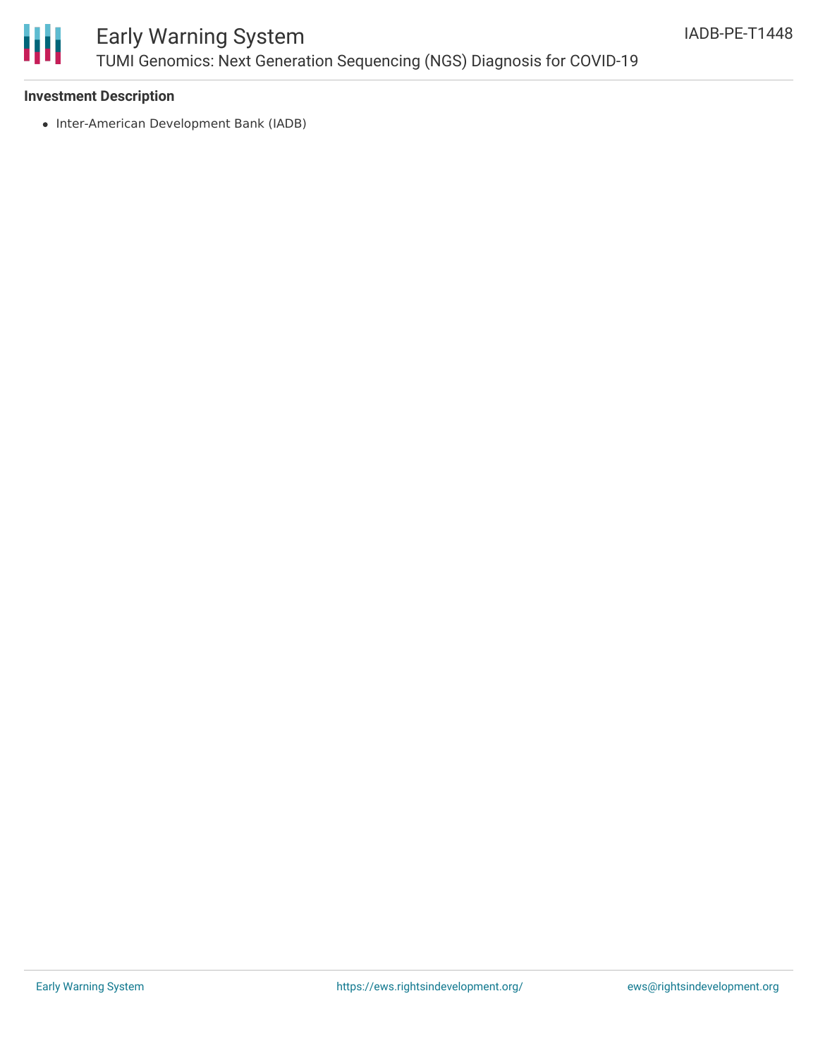**Investment Description**

- Inter-American Development Bank (IADB)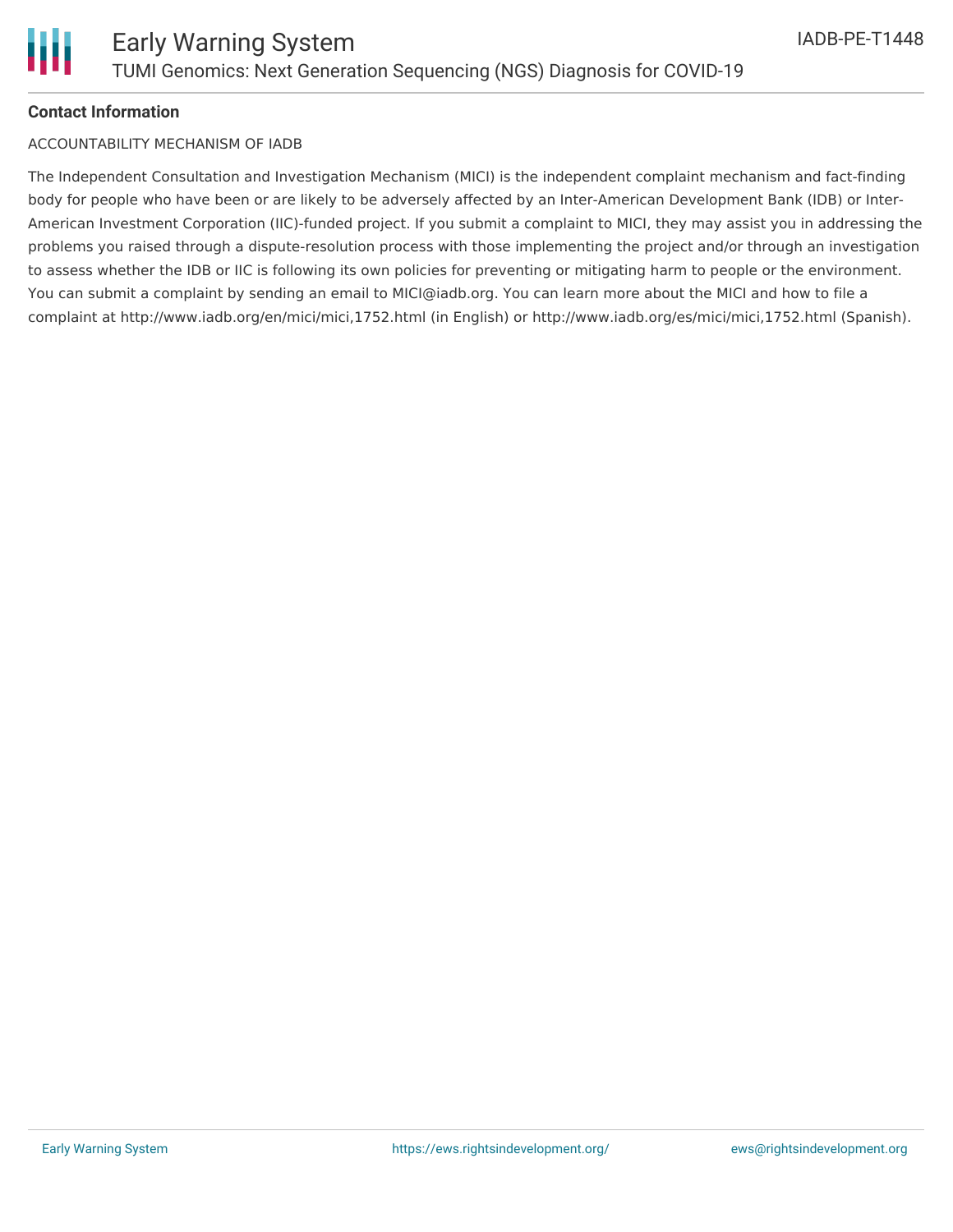**Contact Information**

ACCOUNTABILITY MECHANISM OF IADB

The Independent Consultation and Investigation Mechanism (MICI) is the independent complaint mechanism and fact-finding body for people who have been or are likely to be adversely affected by an Inter-American Development Bank (IDB) or Inter-American Investment Corporation (IIC)-funded project. If you submit a complaint to MICI, they may assist you in addressing the problems you raised through a dispute-resolution process with those implementing the project and/or through an investigation to assess whether the IDB or IIC is following its own policies for preventing or mitigating harm to people or the environment. You can submit a complaint by sending an email to MICI@iadb.org. You can learn more about the MICI and how to file a complaint at http://www.iadb.org/en/mici/mici,1752.html (in English) or http://www.iadb.org/es/mici/mici,1752.html (Spanish).